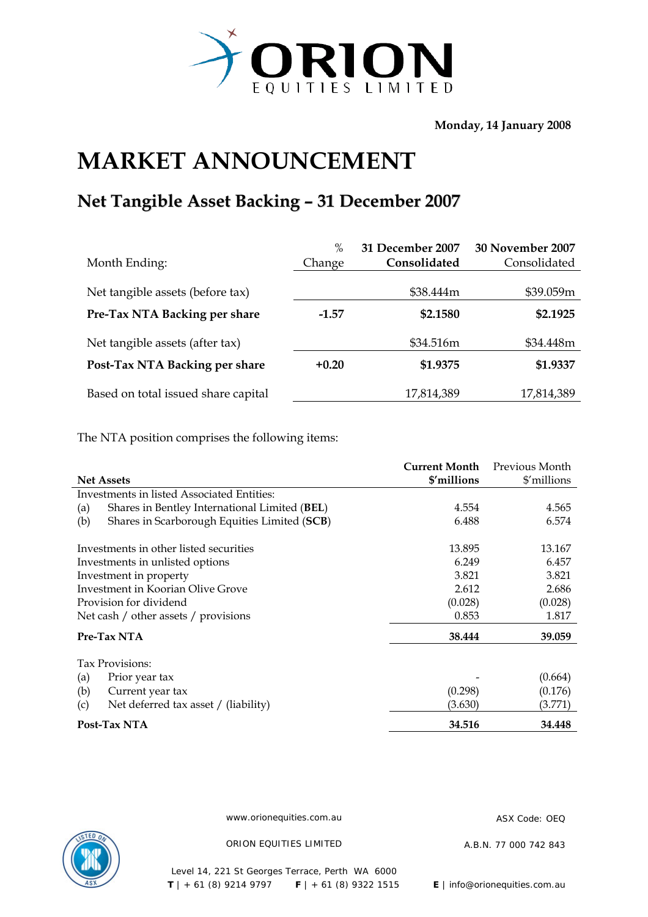ORION EQUITIES LIMITED

**Monday, 14 January 2008**

# MARKET ANNOUNCEMENT

## Net Tangible Asset Backing – 31 December 2007

| Month Ending: | % Change | **31 December 2007 Consolidated** | **30 November 2007** Consolidated |
|---|---|---|---|
| Net tangible assets (before tax) | | $38.444m | $39.059m |
| **Pre-Tax NTA Backing per share** | **-1.57** | **$2.1580** | **$2.1925** |
| Net tangible assets (after tax) | | $34.516m | $34.448m |
| **Post-Tax NTA Backing per share** | **+0.20** | **$1.9375** | **$1.9337** |
| Based on total issued share capital | | 17,814,389 | 17,814,389 |

The NTA position comprises the following items:

| **Net Assets** | **Current Month $'millions** | Previous Month $'millions |
|---|---|---|
| Investments in listed Associated Entities: | | |
| (a) Shares in Bentley International Limited (**BEL**) | 4.554 | 4.565 |
| (b) Shares in Scarborough Equities Limited (**SCB**) | 6.488 | 6.574 |
| Investments in other listed securities | 13.895 | 13.167 |
| Investments in unlisted options | 6.249 | 6.457 |
| Investment in property | 3.821 | 3.821 |
| Investment in Koorian Olive Grove | 2.612 | 2.686 |
| Provision for dividend | (0.028) | (0.028) |
| Net cash / other assets / provisions | 0.853 | 1.817 |
| **Pre-Tax NTA** | **38.444** | **39.059** |
| Tax Provisions: | | |
| (a) Prior year tax | - | (0.664) |
| (b) Current year tax | (0.298) | (0.176) |
| (c) Net deferred tax asset / (liability) | (3.630) | (3.771) |
| **Post-Tax NTA** | **34.516** | **34.448** |

www.orionequities.com.au ASX Code: OEQ

ORION EQUITIES LIMITED A.B.N. 77 000 742 843

Level 14, 221 St Georges Terrace, Perth WA 6000
**T** | + 61 (8) 9214 9797 **F** | + 61 (8) 9322 1515 **E** | info@orionequities.com.au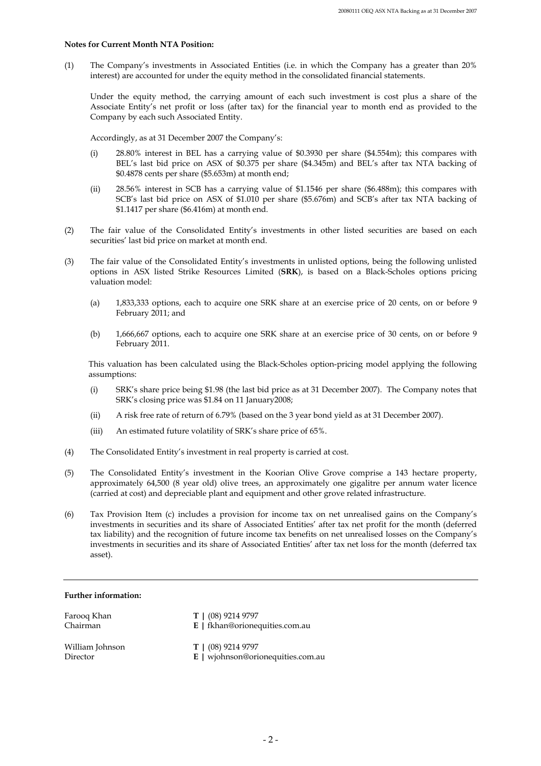**Notes for Current Month NTA Position:**

(1) The Company's investments in Associated Entities (i.e. in which the Company has a greater than 20% interest) are accounted for under the equity method in the consolidated financial statements.

Under the equity method, the carrying amount of each such investment is cost plus a share of the Associate Entity's net profit or loss (after tax) for the financial year to month end as provided to the Company by each such Associated Entity.

Accordingly, as at 31 December 2007 the Company's:

(i) 28.80% interest in BEL has a carrying value of $0.3930 per share ($4.554m); this compares with BEL's last bid price on ASX of $0.375 per share ($4.345m) and BEL's after tax NTA backing of $0.4878 cents per share ($5.653m) at month end;

(ii) 28.56% interest in SCB has a carrying value of $1.1546 per share ($6.488m); this compares with SCB's last bid price on ASX of $1.010 per share ($5.676m) and SCB's after tax NTA backing of $1.1417 per share ($6.416m) at month end.

(2) The fair value of the Consolidated Entity's investments in other listed securities are based on each securities' last bid price on market at month end.

(3) The fair value of the Consolidated Entity's investments in unlisted options, being the following unlisted options in ASX listed Strike Resources Limited (**SRK**), is based on a Black-Scholes options pricing valuation model:

(a) 1,833,333 options, each to acquire one SRK share at an exercise price of 20 cents, on or before 9 February 2011; and

(b) 1,666,667 options, each to acquire one SRK share at an exercise price of 30 cents, on or before 9 February 2011.

This valuation has been calculated using the Black-Scholes option-pricing model applying the following assumptions:

(i) SRK's share price being $1.98 (the last bid price as at 31 December 2007). The Company notes that SRK's closing price was $1.84 on 11 January2008;

(ii) A risk free rate of return of 6.79% (based on the 3 year bond yield as at 31 December 2007).

(iii) An estimated future volatility of SRK's share price of 65%.

(4) The Consolidated Entity's investment in real property is carried at cost.

(5) The Consolidated Entity's investment in the Koorian Olive Grove comprise a 143 hectare property, approximately 64,500 (8 year old) olive trees, an approximately one gigalitre per annum water licence (carried at cost) and depreciable plant and equipment and other grove related infrastructure.

(6) Tax Provision Item (c) includes a provision for income tax on net unrealised gains on the Company's investments in securities and its share of Associated Entities' after tax net profit for the month (deferred tax liability) and the recognition of future income tax benefits on net unrealised losses on the Company's investments in securities and its share of Associated Entities' after tax net loss for the month (deferred tax asset).

---

**Further information:**

| | |
|---|---|
| Farooq Khan<br>Chairman | **T \|** (08) 9214 9797<br>**E \|** fkhan@orionequities.com.au |
| William Johnson<br>Director | **T \|** (08) 9214 9797<br>**E \|** wjohnson@orionequities.com.au |